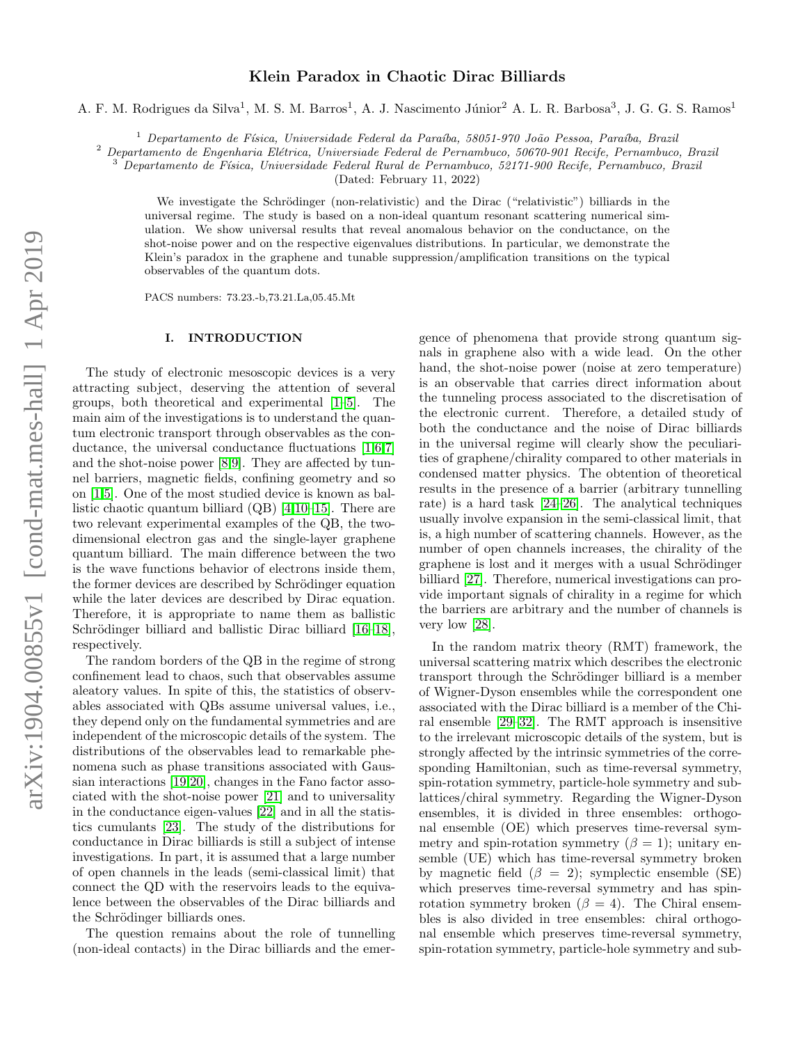# Klein Paradox in Chaotic Dirac Billiards

A. F. M. Rodrigues da Silva[1], M. S. M. Barros[1], A. J. Nascimento Júnior[2] A. L. R. Barbosa[3], J. G. G. S. Ramos[1]

[1] *Departamento de Física, Universidade Federal da Paraíba, 58051-970 João Pessoa, Paraíba, Brazil*
[2] *Departamento de Engenharia Elétrica, Universiade Federal de Pernambuco, 50670-901 Recife, Pernambuco, Brazil*
[3] *Departamento de Física, Universidade Federal Rural de Pernambuco, 52171-900 Recife, Pernambuco, Brazil*

(Dated: February 11, 2022)

We investigate the Schrödinger (non-relativistic) and the Dirac ("relativistic") billiards in the universal regime. The study is based on a non-ideal quantum resonant scattering numerical simulation. We show universal results that reveal anomalous behavior on the conductance, on the shot-noise power and on the respective eigenvalues distributions. In particular, we demonstrate the Klein's paradox in the graphene and tunable suppression/amplification transitions on the typical observables of the quantum dots.

PACS numbers: 73.23.-b,73.21.La,05.45.Mt

## I. INTRODUCTION

The study of electronic mesoscopic devices is a very attracting subject, deserving the attention of several groups, both theoretical and experimental [1–5]. The main aim of the investigations is to understand the quantum electronic transport through observables as the conductance, the universal conductance fluctuations [1,6,7] and the shot-noise power [8,9]. They are affected by tunnel barriers, magnetic fields, confining geometry and so on [1,5]. One of the most studied device is known as ballistic chaotic quantum billiard (QB) [4,10–15]. There are two relevant experimental examples of the QB, the two-dimensional electron gas and the single-layer graphene quantum billiard. The main difference between the two is the wave functions behavior of electrons inside them, the former devices are described by Schrödinger equation while the later devices are described by Dirac equation. Therefore, it is appropriate to name them as ballistic Schrödinger billiard and ballistic Dirac billiard [16–18], respectively.

The random borders of the QB in the regime of strong confinement lead to chaos, such that observables assume aleatory values. In spite of this, the statistics of observables associated with QBs assume universal values, i.e., they depend only on the fundamental symmetries and are independent of the microscopic details of the system. The distributions of the observables lead to remarkable phenomena such as phase transitions associated with Gaussian interactions [19,20], changes in the Fano factor associated with the shot-noise power [21] and to universality in the conductance eigen-values [22] and in all the statistics cumulants [23]. The study of the distributions for conductance in Dirac billiards is still a subject of intense investigations. In part, it is assumed that a large number of open channels in the leads (semi-classical limit) that connect the QD with the reservoirs leads to the equivalence between the observables of the Dirac billiards and the Schrödinger billiards ones.

The question remains about the role of tunnelling (non-ideal contacts) in the Dirac billiards and the emergence of phenomena that provide strong quantum signals in graphene also with a wide lead. On the other hand, the shot-noise power (noise at zero temperature) is an observable that carries direct information about the tunneling process associated to the discretisation of the electronic current. Therefore, a detailed study of both the conductance and the noise of Dirac billiards in the universal regime will clearly show the peculiarities of graphene/chirality compared to other materials in condensed matter physics. The obtention of theoretical results in the presence of a barrier (arbitrary tunnelling rate) is a hard task [24–26]. The analytical techniques usually involve expansion in the semi-classical limit, that is, a high number of scattering channels. However, as the number of open channels increases, the chirality of the graphene is lost and it merges with a usual Schrödinger billiard [27]. Therefore, numerical investigations can provide important signals of chirality in a regime for which the barriers are arbitrary and the number of channels is very low [28].

In the random matrix theory (RMT) framework, the universal scattering matrix which describes the electronic transport through the Schrödinger billiard is a member of Wigner-Dyson ensembles while the correspondent one associated with the Dirac billiard is a member of the Chiral ensemble [29–32]. The RMT approach is insensitive to the irrelevant microscopic details of the system, but is strongly affected by the intrinsic symmetries of the corresponding Hamiltonian, such as time-reversal symmetry, spin-rotation symmetry, particle-hole symmetry and sublattices/chiral symmetry. Regarding the Wigner-Dyson ensembles, it is divided in three ensembles: orthogonal ensemble (OE) which preserves time-reversal symmetry and spin-rotation symmetry ($\beta = 1$); unitary ensemble (UE) which has time-reversal symmetry broken by magnetic field ($\beta = 2$); symplectic ensemble (SE) which preserves time-reversal symmetry and has spin-rotation symmetry broken ($\beta = 4$). The Chiral ensembles is also divided in tree ensembles: chiral orthogonal ensemble which preserves time-reversal symmetry, spin-rotation symmetry, particle-hole symmetry and sub-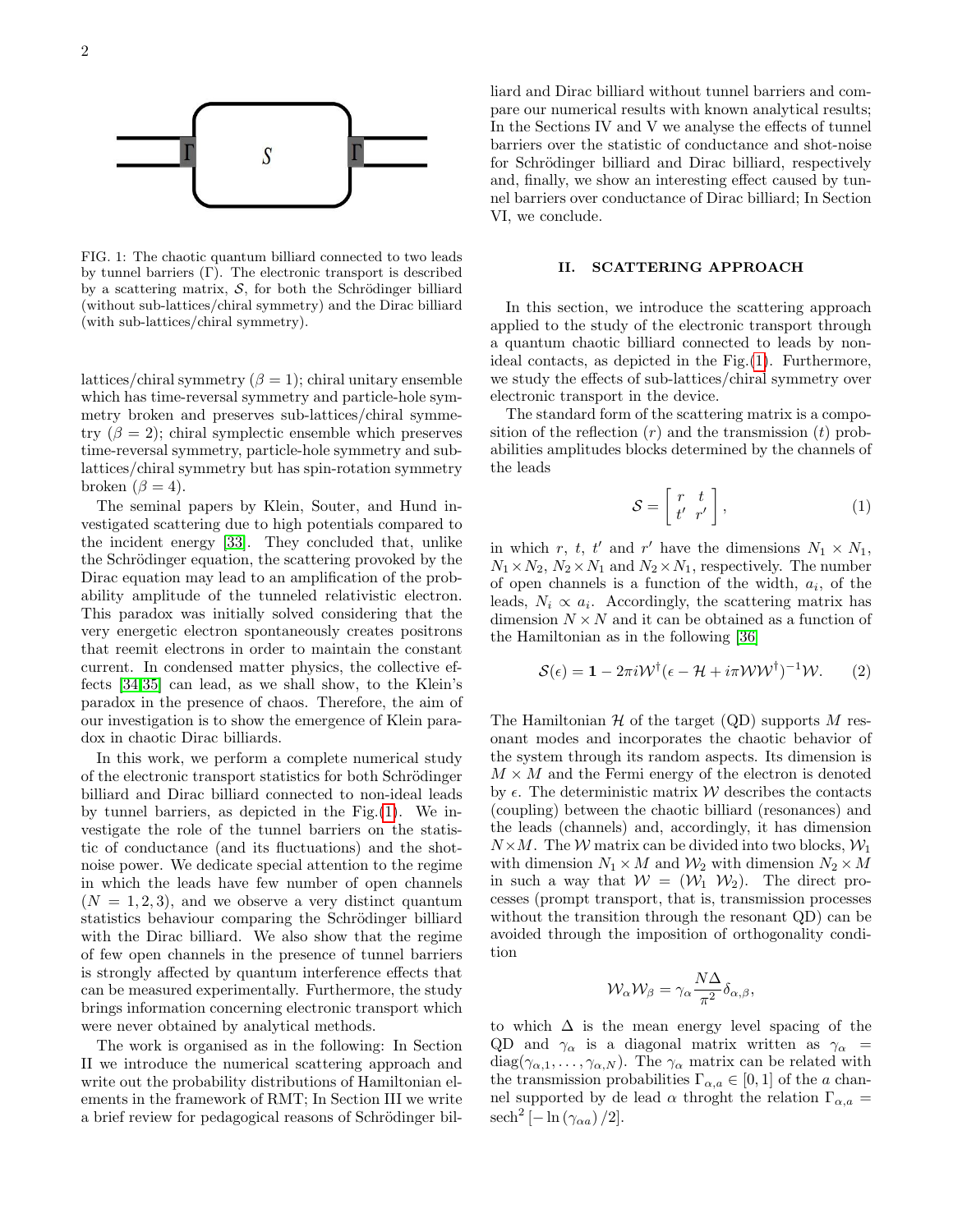FIG. 1: The chaotic quantum billiard connected to two leads by tunnel barriers (Γ). The electronic transport is described by a scattering matrix, $\mathcal{S}$, for both the Schrödinger billiard (without sub-lattices/chiral symmetry) and the Dirac billiard (with sub-lattices/chiral symmetry).

lattices/chiral symmetry ($\beta = 1$); chiral unitary ensemble which has time-reversal symmetry and particle-hole symmetry broken and preserves sub-lattices/chiral symmetry ($\beta = 2$); chiral symplectic ensemble which preserves time-reversal symmetry, particle-hole symmetry and sub-lattices/chiral symmetry but has spin-rotation symmetry broken ($\beta = 4$).

The seminal papers by Klein, Souter, and Hund investigated scattering due to high potentials compared to the incident energy [33]. They concluded that, unlike the Schrödinger equation, the scattering provoked by the Dirac equation may lead to an amplification of the probability amplitude of the tunneled relativistic electron. This paradox was initially solved considering that the very energetic electron spontaneously creates positrons that reemit electrons in order to maintain the constant current. In condensed matter physics, the collective effects [34,35] can lead, as we shall show, to the Klein's paradox in the presence of chaos. Therefore, the aim of our investigation is to show the emergence of Klein paradox in chaotic Dirac billiards.

In this work, we perform a complete numerical study of the electronic transport statistics for both Schrödinger billiard and Dirac billiard connected to non-ideal leads by tunnel barriers, as depicted in the Fig.(1). We investigate the role of the tunnel barriers on the statistic of conductance (and its fluctuations) and the shot-noise power. We dedicate special attention to the regime in which the leads have few number of open channels ($N = 1, 2, 3$), and we observe a very distinct quantum statistics behaviour comparing the Schrödinger billiard with the Dirac billiard. We also show that the regime of few open channels in the presence of tunnel barriers is strongly affected by quantum interference effects that can be measured experimentally. Furthermore, the study brings information concerning electronic transport which were never obtained by analytical methods.

The work is organised as in the following: In Section II we introduce the numerical scattering approach and write out the probability distributions of Hamiltonian elements in the framework of RMT; In Section III we write a brief review for pedagogical reasons of Schrödinger billiard and Dirac billiard without tunnel barriers and compare our numerical results with known analytical results; In the Sections IV and V we analyse the effects of tunnel barriers over the statistic of conductance and shot-noise for Schrödinger billiard and Dirac billiard, respectively and, finally, we show an interesting effect caused by tunnel barriers over conductance of Dirac billiard; In Section VI, we conclude.

## II. SCATTERING APPROACH

In this section, we introduce the scattering approach applied to the study of the electronic transport through a quantum chaotic billiard connected to leads by non-ideal contacts, as depicted in the Fig.(1). Furthermore, we study the effects of sub-lattices/chiral symmetry over electronic transport in the device.

The standard form of the scattering matrix is a composition of the reflection ($r$) and the transmission ($t$) probabilities amplitudes blocks determined by the channels of the leads

$$\mathcal{S} = \begin{bmatrix} r & t \\ t' & r' \end{bmatrix}, \tag{1}$$

in which $r$, $t$, $t'$ and $r'$ have the dimensions $N_1 \times N_1$, $N_1 \times N_2$, $N_2 \times N_1$ and $N_2 \times N_1$, respectively. The number of open channels is a function of the width, $a_i$, of the leads, $N_i \propto a_i$. Accordingly, the scattering matrix has dimension $N \times N$ and it can be obtained as a function of the Hamiltonian as in the following [36]

$$\mathcal{S}(\epsilon) = \mathbf{1} - 2\pi i \mathcal{W}^{\dagger}(\epsilon - \mathcal{H} + i\pi \mathcal{W}\mathcal{W}^{\dagger})^{-1}\mathcal{W}. \tag{2}$$

The Hamiltonian $\mathcal{H}$ of the target (QD) supports $M$ resonant modes and incorporates the chaotic behavior of the system through its random aspects. Its dimension is $M \times M$ and the Fermi energy of the electron is denoted by $\epsilon$. The deterministic matrix $\mathcal{W}$ describes the contacts (coupling) between the chaotic billiard (resonances) and the leads (channels) and, accordingly, it has dimension $N \times M$. The $\mathcal{W}$ matrix can be divided into two blocks, $\mathcal{W}_1$ with dimension $N_1 \times M$ and $\mathcal{W}_2$ with dimension $N_2 \times M$ in such a way that $\mathcal{W} = (\mathcal{W}_1 \; \mathcal{W}_2)$. The direct processes (prompt transport, that is, transmission processes without the transition through the resonant QD) can be avoided through the imposition of orthogonality condition

$$\mathcal{W}_{\alpha}\mathcal{W}_{\beta} = \gamma_{\alpha}\frac{N\Delta}{\pi^2}\delta_{\alpha,\beta},$$

to which $\Delta$ is the mean energy level spacing of the QD and $\gamma_{\alpha}$ is a diagonal matrix written as $\gamma_{\alpha} = \mathrm{diag}(\gamma_{\alpha,1}, \ldots, \gamma_{\alpha,N})$. The $\gamma_{\alpha}$ matrix can be related with the transmission probabilities $\Gamma_{\alpha,a} \in [0, 1]$ of the $a$ channel supported by de lead $\alpha$ throght the relation $\Gamma_{\alpha,a} = \mathrm{sech}^2\left[-\ln\left(\gamma_{\alpha a}\right)/2\right]$.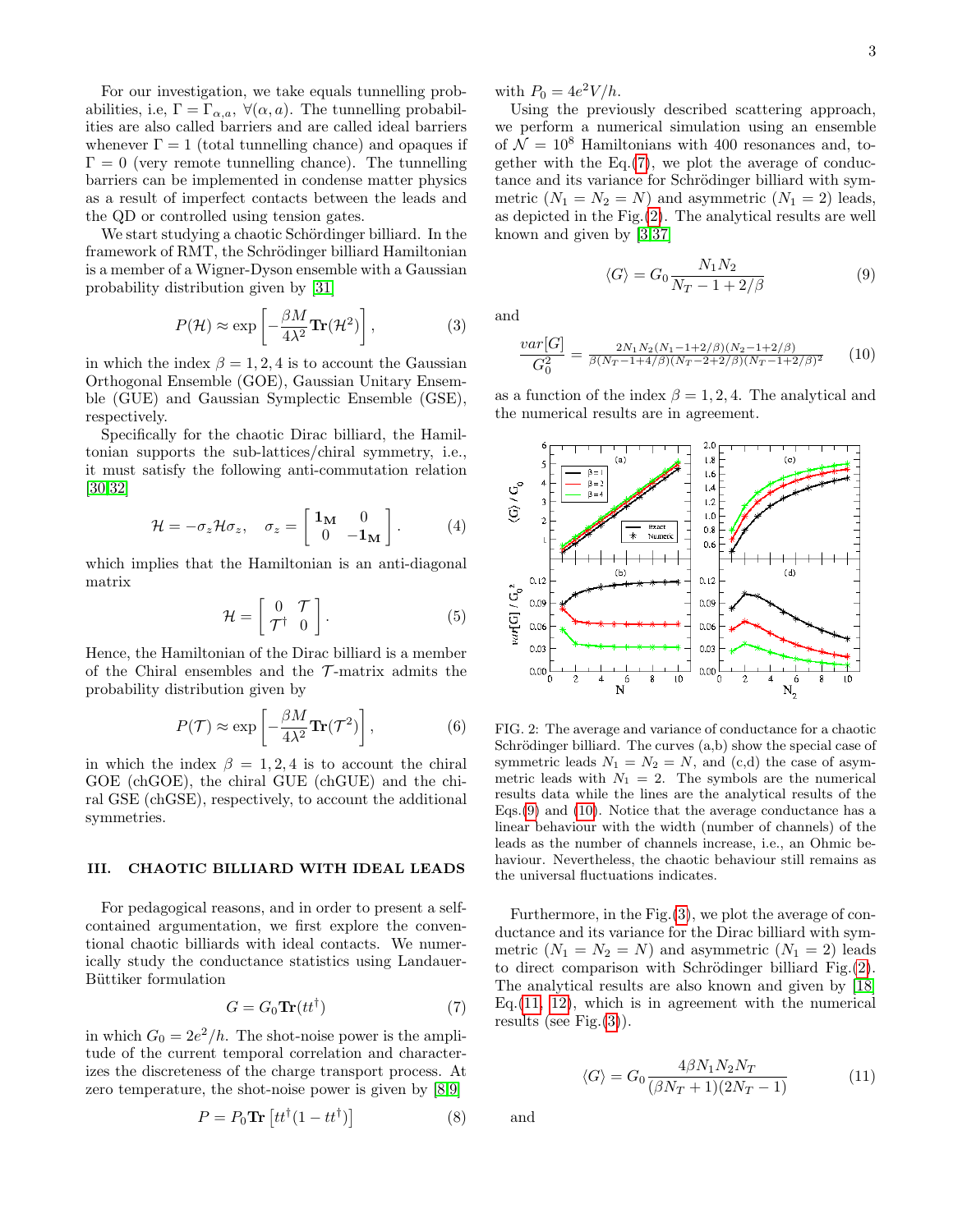For our investigation, we take equals tunnelling probabilities, i.e, $\Gamma = \Gamma_{\alpha,a},\ \forall(\alpha, a)$. The tunnelling probabilities are also called barriers and are called ideal barriers whenever $\Gamma = 1$ (total tunnelling chance) and opaques if $\Gamma = 0$ (very remote tunnelling chance). The tunnelling barriers can be implemented in condense matter physics as a result of imperfect contacts between the leads and the QD or controlled using tension gates.

We start studying a chaotic Schördinger billiard. In the framework of RMT, the Schrödinger billiard Hamiltonian is a member of a Wigner-Dyson ensemble with a Gaussian probability distribution given by [31]

$$P(\mathcal{H}) \approx \exp\left[-\frac{\beta M}{4\lambda^2}\mathbf{Tr}(\mathcal{H}^2)\right], \tag{3}$$

in which the index $\beta = 1, 2, 4$ is to account the Gaussian Orthogonal Ensemble (GOE), Gaussian Unitary Ensemble (GUE) and Gaussian Symplectic Ensemble (GSE), respectively.

Specifically for the chaotic Dirac billiard, the Hamiltonian supports the sub-lattices/chiral symmetry, i.e., it must satisfy the following anti-commutation relation [30,32]

$$\mathcal{H} = -\sigma_z \mathcal{H} \sigma_z, \quad \sigma_z = \begin{bmatrix} \mathbf{1_M} & 0 \\ 0 & -\mathbf{1_M} \end{bmatrix}. \tag{4}$$

which implies that the Hamiltonian is an anti-diagonal matrix

$$\mathcal{H} = \begin{bmatrix} 0 & \mathcal{T} \\ \mathcal{T}^\dagger & 0 \end{bmatrix}. \tag{5}$$

Hence, the Hamiltonian of the Dirac billiard is a member of the Chiral ensembles and the $\mathcal{T}$-matrix admits the probability distribution given by

$$P(\mathcal{T}) \approx \exp\left[-\frac{\beta M}{4\lambda^2}\mathbf{Tr}(\mathcal{T}^2)\right], \tag{6}$$

in which the index $\beta = 1, 2, 4$ is to account the chiral GOE (chGOE), the chiral GUE (chGUE) and the chiral GSE (chGSE), respectively, to account the additional symmetries.

## III. CHAOTIC BILLIARD WITH IDEAL LEADS

For pedagogical reasons, and in order to present a self-contained argumentation, we first explore the conventional chaotic billiards with ideal contacts. We numerically study the conductance statistics using Landauer-Büttiker formulation

$$G = G_0 \mathbf{Tr}(tt^\dagger) \tag{7}$$

in which $G_0 = 2e^2/h$. The shot-noise power is the amplitude of the current temporal correlation and characterizes the discreteness of the charge transport process. At zero temperature, the shot-noise power is given by [8,9]

$$P = P_0 \mathbf{Tr}\left[tt^\dagger(1 - tt^\dagger)\right] \tag{8}$$

with $P_0 = 4e^2V/h$.

Using the previously described scattering approach, we perform a numerical simulation using an ensemble of $\mathcal{N} = 10^8$ Hamiltonians with 400 resonances and, together with the Eq.(7), we plot the average of conductance and its variance for Schrödinger billiard with symmetric ($N_1 = N_2 = N$) and asymmetric ($N_1 = 2$) leads, as depicted in the Fig.(2). The analytical results are well known and given by [3,37]

$$\langle G \rangle = G_0 \frac{N_1 N_2}{N_T - 1 + 2/\beta} \tag{9}$$

and

$$\frac{var[G]}{G_0^2} = \frac{2N_1N_2(N_1-1+2/\beta)(N_2-1+2/\beta)}{\beta(N_T-1+4/\beta)(N_T-2+2/\beta)(N_T-1+2/\beta)^2} \tag{10}$$

as a function of the index $\beta = 1, 2, 4$. The analytical and the numerical results are in agreement.

FIG. 2: The average and variance of conductance for a chaotic Schrödinger billiard. The curves (a,b) show the special case of symmetric leads $N_1 = N_2 = N$, and (c,d) the case of asymmetric leads with $N_1 = 2$. The symbols are the numerical results data while the lines are the analytical results of the Eqs.(9) and (10). Notice that the average conductance has a linear behaviour with the width (number of channels) of the leads as the number of channels increase, i.e., an Ohmic behaviour. Nevertheless, the chaotic behaviour still remains as the universal fluctuations indicates.

Furthermore, in the Fig.(3), we plot the average of conductance and its variance for the Dirac billiard with symmetric ($N_1 = N_2 = N$) and asymmetric ($N_1 = 2$) leads to direct comparison with Schrödinger billiard Fig.(2). The analytical results are also known and given by [18] Eq.(11, 12), which is in agreement with the numerical results (see Fig.(3)).

$$\langle G \rangle = G_0 \frac{4\beta N_1 N_2 N_T}{(\beta N_T + 1)(2N_T - 1)} \tag{11}$$

and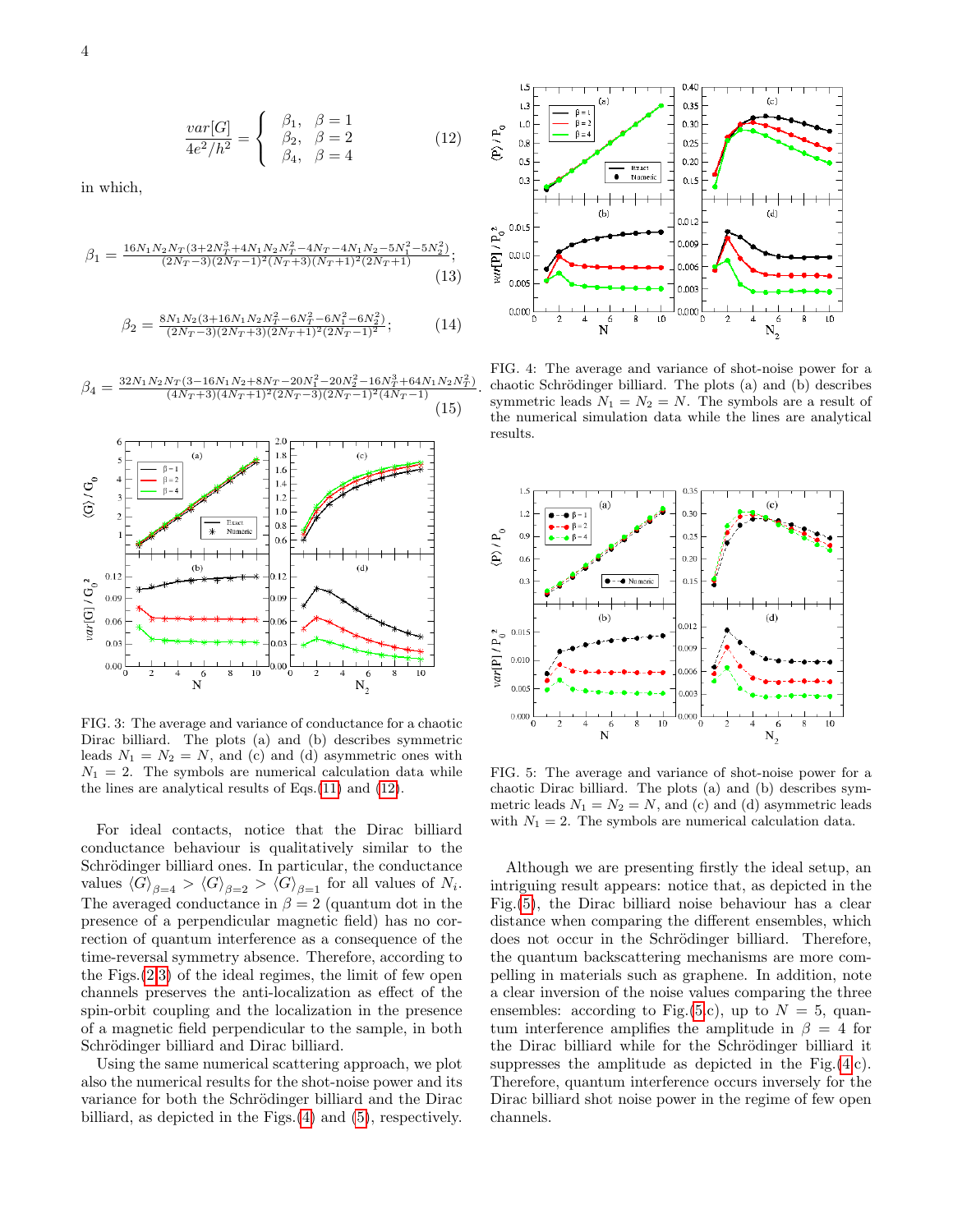$$\frac{var[G]}{4e^2/h^2} = \begin{cases} \beta_1, & \beta = 1 \\ \beta_2, & \beta = 2 \\ \beta_4, & \beta = 4 \end{cases} \tag{12}$$

in which,

$$\beta_1 = \frac{16N_1N_2N_T(3+2N_T^3+4N_1N_2N_T^2-4N_T-4N_1N_2-5N_1^2-5N_2^2)}{(2N_T-3)(2N_T-1)^2(N_T+3)(N_T+1)^2(2N_T+1)}; \tag{13}$$

$$\beta_2 = \frac{8N_1N_2(3+16N_1N_2N_T^2-6N_T^2-6N_1^2-6N_2^2)}{(2N_T-3)(2N_T+3)(2N_T+1)^2(2N_T-1)^2}; \tag{14}$$

$$\beta_4 = \frac{32N_1N_2N_T(3-16N_1N_2+8N_T-20N_1^2-20N_2^2-16N_T^3+64N_1N_2N_T^2)}{(4N_T+3)(4N_T+1)^2(2N_T-3)(2N_T-1)^2(4N_T-1)}. \tag{15}$$

FIG. 3: The average and variance of conductance for a chaotic Dirac billiard. The plots (a) and (b) describes symmetric leads $N_1 = N_2 = N$, and (c) and (d) asymmetric ones with $N_1 = 2$. The symbols are numerical calculation data while the lines are analytical results of Eqs.(11) and (12).

For ideal contacts, notice that the Dirac billiard conductance behaviour is qualitatively similar to the Schrödinger billiard ones. In particular, the conductance values $\langle G\rangle_{\beta=4} > \langle G\rangle_{\beta=2} > \langle G\rangle_{\beta=1}$ for all values of $N_i$. The averaged conductance in $\beta = 2$ (quantum dot in the presence of a perpendicular magnetic field) has no correction of quantum interference as a consequence of the time-reversal symmetry absence. Therefore, according to the Figs.(2,3) of the ideal regimes, the limit of few open channels preserves the anti-localization as effect of the spin-orbit coupling and the localization in the presence of a magnetic field perpendicular to the sample, in both Schrödinger billiard and Dirac billiard.

Using the same numerical scattering approach, we plot also the numerical results for the shot-noise power and its variance for both the Schrödinger billiard and the Dirac billiard, as depicted in the Figs.(4) and (5), respectively.

FIG. 4: The average and variance of shot-noise power for a chaotic Schrödinger billiard. The plots (a) and (b) describes symmetric leads $N_1 = N_2 = N$. The symbols are a result of the numerical simulation data while the lines are analytical results.

FIG. 5: The average and variance of shot-noise power for a chaotic Dirac billiard. The plots (a) and (b) describes symmetric leads $N_1 = N_2 = N$, and (c) and (d) asymmetric leads with $N_1 = 2$. The symbols are numerical calculation data.

Although we are presenting firstly the ideal setup, an intriguing result appears: notice that, as depicted in the Fig.(5), the Dirac billiard noise behaviour has a clear distance when comparing the different ensembles, which does not occur in the Schrödinger billiard. Therefore, the quantum backscattering mechanisms are more compelling in materials such as graphene. In addition, note a clear inversion of the noise values comparing the three ensembles: according to Fig.(5.c), up to $N = 5$, quantum interference amplifies the amplitude in $\beta = 4$ for the Dirac billiard while for the Schrödinger billiard it suppresses the amplitude as depicted in the Fig.(4.c). Therefore, quantum interference occurs inversely for the Dirac billiard shot noise power in the regime of few open channels.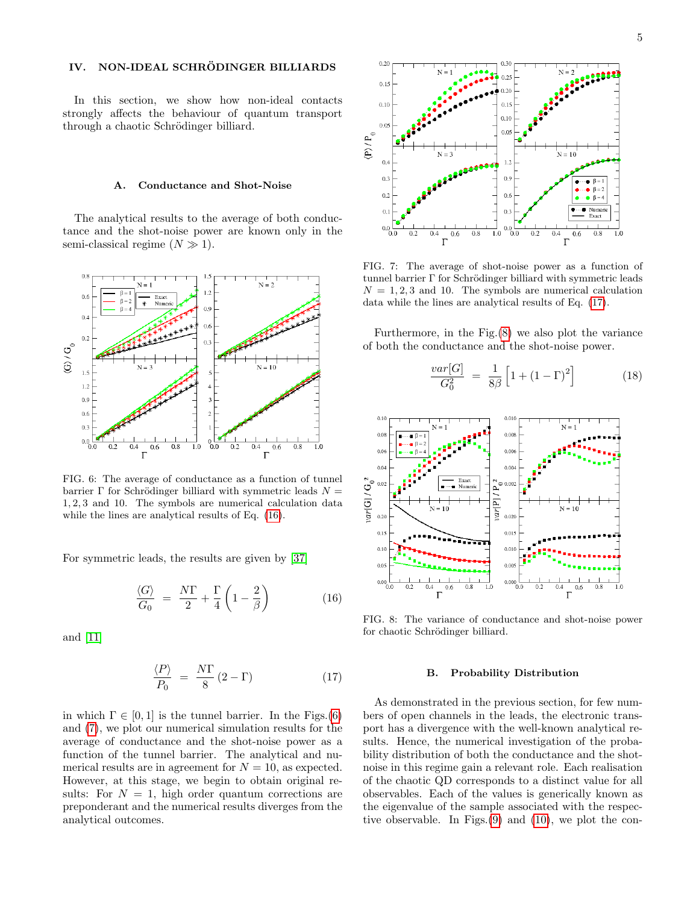## IV. NON-IDEAL SCHRÖDINGER BILLIARDS

In this section, we show how non-ideal contacts strongly affects the behaviour of quantum transport through a chaotic Schrödinger billiard.

### A. Conductance and Shot-Noise

The analytical results to the average of both conductance and the shot-noise power are known only in the semi-classical regime ($N \gg 1$).

FIG. 6: The average of conductance as a function of tunnel barrier $\Gamma$ for Schrödinger billiard with symmetric leads $N = 1, 2, 3$ and 10. The symbols are numerical calculation data while the lines are analytical results of Eq. (16).

For symmetric leads, the results are given by [37]

$$\frac{\langle G \rangle}{G_0} = \frac{N\Gamma}{2} + \frac{\Gamma}{4}\left(1 - \frac{2}{\beta}\right) \tag{16}$$

and [11]

$$\frac{\langle P \rangle}{P_0} = \frac{N\Gamma}{8}\left(2 - \Gamma\right) \tag{17}$$

in which $\Gamma \in [0, 1]$ is the tunnel barrier. In the Figs.(6) and (7), we plot our numerical simulation results for the average of conductance and the shot-noise power as a function of the tunnel barrier. The analytical and numerical results are in agreement for $N = 10$, as expected. However, at this stage, we begin to obtain original results: For $N = 1$, high order quantum corrections are preponderant and the numerical results diverges from the analytical outcomes.

FIG. 7: The average of shot-noise power as a function of tunnel barrier $\Gamma$ for Schrödinger billiard with symmetric leads $N = 1, 2, 3$ and 10. The symbols are numerical calculation data while the lines are analytical results of Eq. (17).

Furthermore, in the Fig.(8) we also plot the variance of both the conductance and the shot-noise power.

$$\frac{var[G]}{G_0^2} = \frac{1}{8\beta}\left[1 + (1 - \Gamma)^2\right] \tag{18}$$

FIG. 8: The variance of conductance and shot-noise power for chaotic Schrödinger billiard.

### B. Probability Distribution

As demonstrated in the previous section, for few numbers of open channels in the leads, the electronic transport has a divergence with the well-known analytical results. Hence, the numerical investigation of the probability distribution of both the conductance and the shot-noise in this regime gain a relevant role. Each realisation of the chaotic QD corresponds to a distinct value for all observables. Each of the values is generically known as the eigenvalue of the sample associated with the respective observable. In Figs.(9) and (10), we plot the con-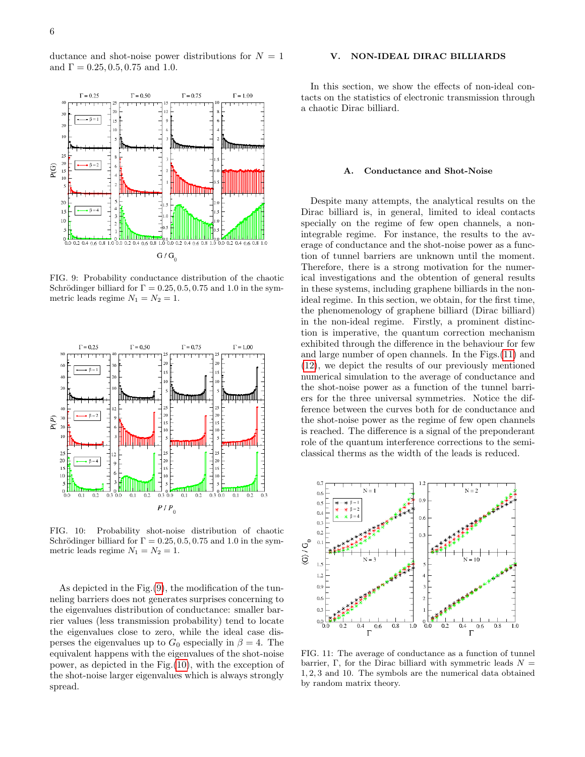ductance and shot-noise power distributions for $N = 1$ and $\Gamma = 0.25, 0.5, 0.75$ and $1.0$.

FIG. 9: Probability conductance distribution of the chaotic Schrödinger billiard for $\Gamma = 0.25, 0.5, 0.75$ and $1.0$ in the symmetric leads regime $N_1 = N_2 = 1$.

FIG. 10: Probability shot-noise distribution of chaotic Schrödinger billiard for $\Gamma = 0.25, 0.5, 0.75$ and $1.0$ in the symmetric leads regime $N_1 = N_2 = 1$.

As depicted in the Fig.(9), the modification of the tunneling barriers does not generates surprises concerning to the eigenvalues distribution of conductance: smaller barrier values (less transmission probability) tend to locate the eigenvalues close to zero, while the ideal case disperses the eigenvalues up to $G_0$ especially in $\beta = 4$. The equivalent happens with the eigenvalues of the shot-noise power, as depicted in the Fig.(10), with the exception of the shot-noise larger eigenvalues which is always strongly spread.

## V. NON-IDEAL DIRAC BILLIARDS

In this section, we show the effects of non-ideal contacts on the statistics of electronic transmission through a chaotic Dirac billiard.

### A. Conductance and Shot-Noise

Despite many attempts, the analytical results on the Dirac billiard is, in general, limited to ideal contacts specially on the regime of few open channels, a non-integrable regime. For instance, the results to the average of conductance and the shot-noise power as a function of tunnel barriers are unknown until the moment. Therefore, there is a strong motivation for the numerical investigations and the obtention of general results in these systems, including graphene billiards in the non-ideal regime. In this section, we obtain, for the first time, the phenomenology of graphene billiard (Dirac billiard) in the non-ideal regime. Firstly, a prominent distinction is imperative, the quantum correction mechanism exhibited through the difference in the behaviour for few and large number of open channels. In the Figs.(11) and (12), we depict the results of our previously mentioned numerical simulation to the average of conductance and the shot-noise power as a function of the tunnel barriers for the three universal symmetries. Notice the difference between the curves both for de conductance and the shot-noise power as the regime of few open channels is reached. The difference is a signal of the preponderant role of the quantum interference corrections to the semiclassical therms as the width of the leads is reduced.

FIG. 11: The average of conductance as a function of tunnel barrier, $\Gamma$, for the Dirac billiard with symmetric leads $N = 1, 2, 3$ and $10$. The symbols are the numerical data obtained by random matrix theory.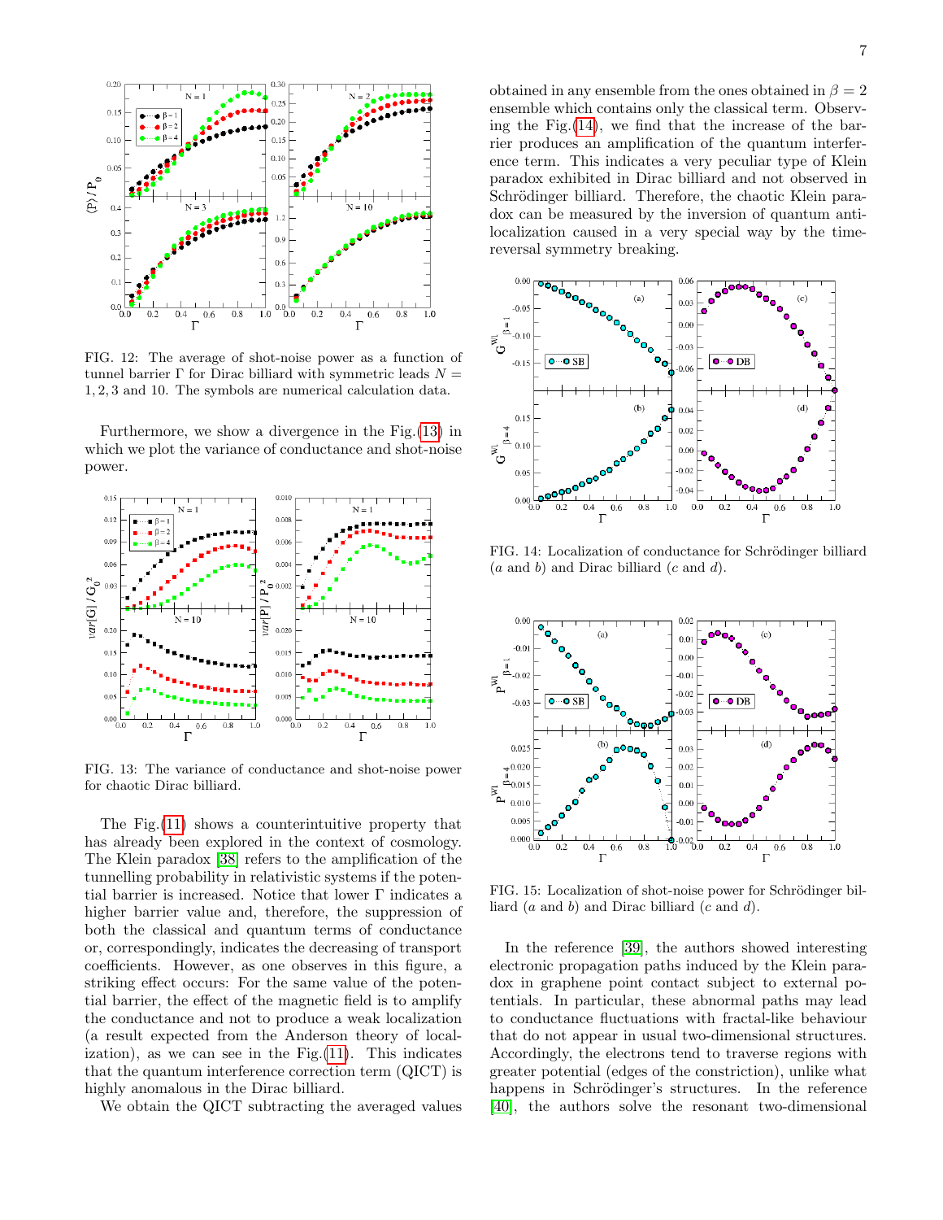FIG. 12: The average of shot-noise power as a function of tunnel barrier $\Gamma$ for Dirac billiard with symmetric leads $N = 1, 2, 3$ and 10. The symbols are numerical calculation data.

Furthermore, we show a divergence in the Fig.(13) in which we plot the variance of conductance and shot-noise power.

FIG. 13: The variance of conductance and shot-noise power for chaotic Dirac billiard.

The Fig.(11) shows a counterintuitive property that has already been explored in the context of cosmology. The Klein paradox [38] refers to the amplification of the tunnelling probability in relativistic systems if the potential barrier is increased. Notice that lower $\Gamma$ indicates a higher barrier value and, therefore, the suppression of both the classical and quantum terms of conductance or, correspondingly, indicates the decreasing of transport coefficients. However, as one observes in this figure, a striking effect occurs: For the same value of the potential barrier, the effect of the magnetic field is to amplify the conductance and not to produce a weak localization (a result expected from the Anderson theory of localization), as we can see in the Fig.(11). This indicates that the quantum interference correction term (QICT) is highly anomalous in the Dirac billiard.

We obtain the QICT subtracting the averaged values obtained in any ensemble from the ones obtained in $\beta = 2$ ensemble which contains only the classical term. Observing the Fig.(14), we find that the increase of the barrier produces an amplification of the quantum interference term. This indicates a very peculiar type of Klein paradox exhibited in Dirac billiard and not observed in Schrödinger billiard. Therefore, the chaotic Klein paradox can be measured by the inversion of quantum anti-localization caused in a very special way by the time-reversal symmetry breaking.

FIG. 14: Localization of conductance for Schrödinger billiard ($a$ and $b$) and Dirac billiard ($c$ and $d$).

FIG. 15: Localization of shot-noise power for Schrödinger billiard ($a$ and $b$) and Dirac billiard ($c$ and $d$).

In the reference [39], the authors showed interesting electronic propagation paths induced by the Klein paradox in graphene point contact subject to external potentials. In particular, these abnormal paths may lead to conductance fluctuations with fractal-like behaviour that do not appear in usual two-dimensional structures. Accordingly, the electrons tend to traverse regions with greater potential (edges of the constriction), unlike what happens in Schrödinger's structures. In the reference [40], the authors solve the resonant two-dimensional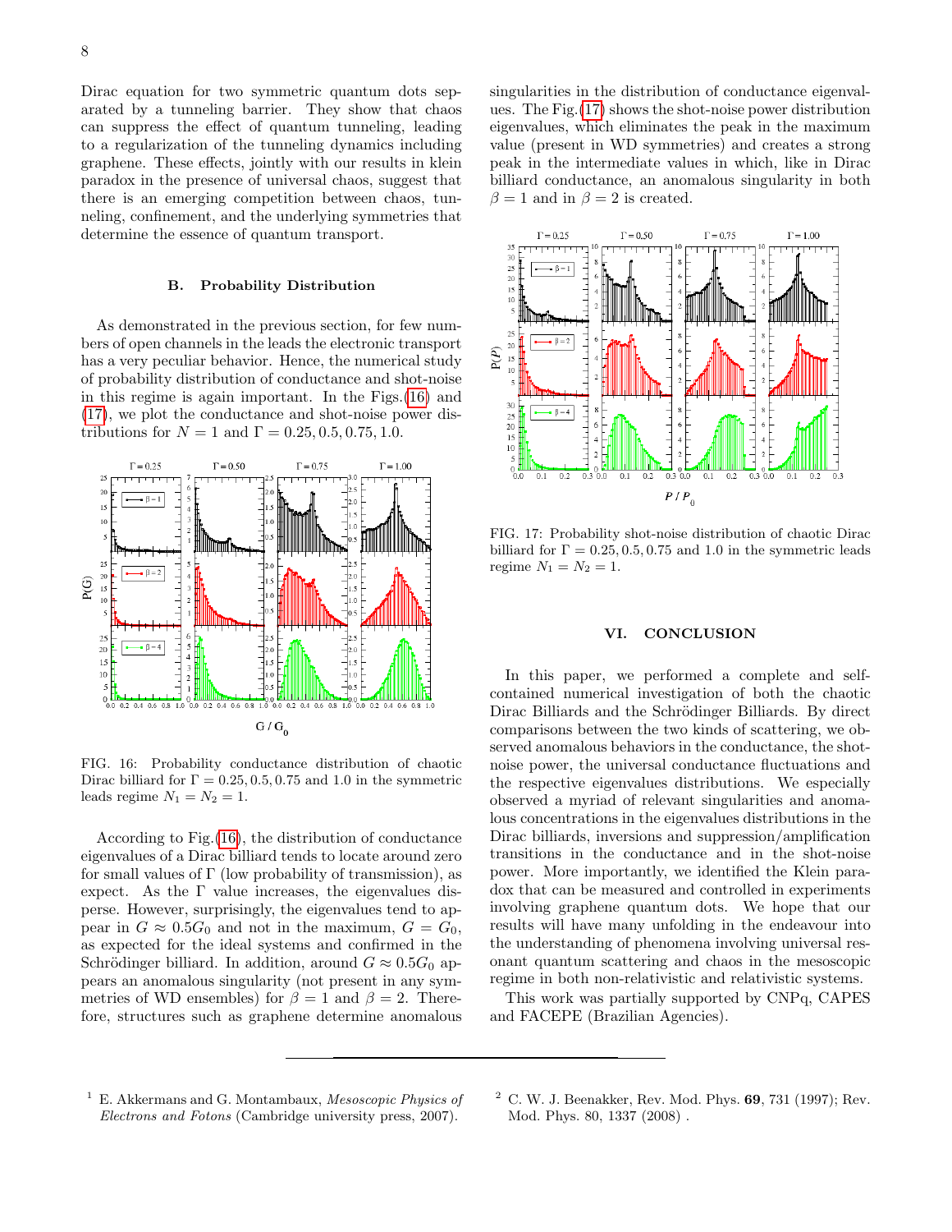Dirac equation for two symmetric quantum dots separated by a tunneling barrier. They show that chaos can suppress the effect of quantum tunneling, leading to a regularization of the tunneling dynamics including graphene. These effects, jointly with our results in klein paradox in the presence of universal chaos, suggest that there is an emerging competition between chaos, tunneling, confinement, and the underlying symmetries that determine the essence of quantum transport.

### B. Probability Distribution

As demonstrated in the previous section, for few numbers of open channels in the leads the electronic transport has a very peculiar behavior. Hence, the numerical study of probability distribution of conductance and shot-noise in this regime is again important. In the Figs.(16) and (17), we plot the conductance and shot-noise power distributions for $N = 1$ and $\Gamma = 0.25, 0.5, 0.75, 1.0$.

FIG. 16: Probability conductance distribution of chaotic Dirac billiard for $\Gamma = 0.25, 0.5, 0.75$ and $1.0$ in the symmetric leads regime $N_1 = N_2 = 1$.

According to Fig.(16), the distribution of conductance eigenvalues of a Dirac billiard tends to locate around zero for small values of $\Gamma$ (low probability of transmission), as expect. As the $\Gamma$ value increases, the eigenvalues disperse. However, surprisingly, the eigenvalues tend to appear in $G \approx 0.5G_0$ and not in the maximum, $G = G_0$, as expected for the ideal systems and confirmed in the Schrödinger billiard. In addition, around $G \approx 0.5G_0$ appears an anomalous singularity (not present in any symmetries of WD ensembles) for $\beta = 1$ and $\beta = 2$. Therefore, structures such as graphene determine anomalous singularities in the distribution of conductance eigenvalues. The Fig.(17) shows the shot-noise power distribution eigenvalues, which eliminates the peak in the maximum value (present in WD symmetries) and creates a strong peak in the intermediate values in which, like in Dirac billiard conductance, an anomalous singularity in both $\beta = 1$ and in $\beta = 2$ is created.

FIG. 17: Probability shot-noise distribution of chaotic Dirac billiard for $\Gamma = 0.25, 0.5, 0.75$ and $1.0$ in the symmetric leads regime $N_1 = N_2 = 1$.

## VI. CONCLUSION

In this paper, we performed a complete and self-contained numerical investigation of both the chaotic Dirac Billiards and the Schrödinger Billiards. By direct comparisons between the two kinds of scattering, we observed anomalous behaviors in the conductance, the shot-noise power, the universal conductance fluctuations and the respective eigenvalues distributions. We especially observed a myriad of relevant singularities and anomalous concentrations in the eigenvalues distributions in the Dirac billiards, inversions and suppression/amplification transitions in the conductance and in the shot-noise power. More importantly, we identified the Klein paradox that can be measured and controlled in experiments involving graphene quantum dots. We hope that our results will have many unfolding in the endeavour into the understanding of phenomena involving universal resonant quantum scattering and chaos in the mesoscopic regime in both non-relativistic and relativistic systems.

This work was partially supported by CNPq, CAPES and FACEPE (Brazilian Agencies).

---

[1] E. Akkermans and G. Montambaux, *Mesoscopic Physics of Electrons and Fotons* (Cambridge university press, 2007).

[2] C. W. J. Beenakker, Rev. Mod. Phys. **69**, 731 (1997); Rev. Mod. Phys. 80, 1337 (2008) .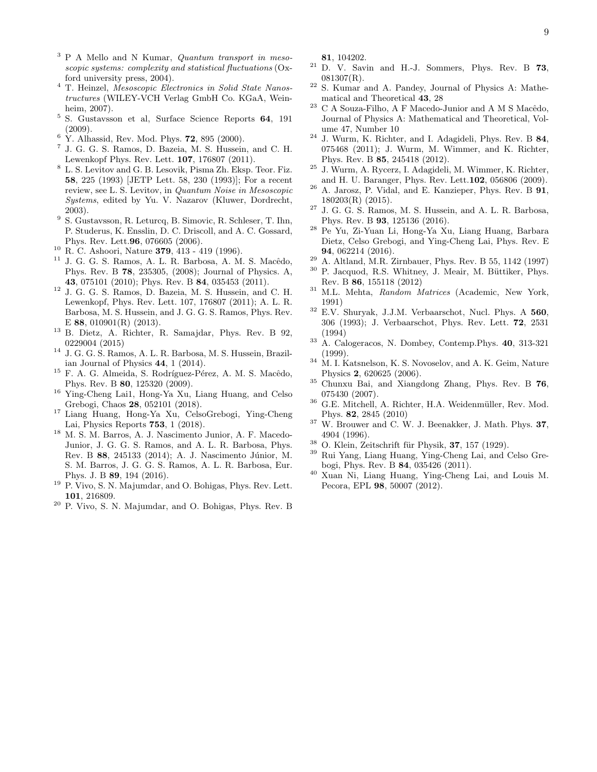[3] P A Mello and N Kumar, *Quantum transport in mesoscopic systems: complexity and statistical fluctuations* (Oxford university press, 2004).

[4] T. Heinzel, *Mesoscopic Electronics in Solid State Nanostructures* (WILEY-VCH Verlag GmbH Co. KGaA, Weinheim, 2007).

[5] S. Gustavsson et al, Surface Science Reports **64**, 191 (2009).

[6] Y. Alhassid, Rev. Mod. Phys. **72**, 895 (2000).

[7] J. G. G. S. Ramos, D. Bazeia, M. S. Hussein, and C. H. Lewenkopf Phys. Rev. Lett. **107**, 176807 (2011).

[8] L. S. Levitov and G. B. Lesovik, Pisma Zh. Eksp. Teor. Fiz. **58**, 225 (1993) [JETP Lett. 58, 230 (1993)]; For a recent review, see L. S. Levitov, in *Quantum Noise in Mesoscopic Systems*, edited by Yu. V. Nazarov (Kluwer, Dordrecht, 2003).

[9] S. Gustavsson, R. Leturcq, B. Simovic, R. Schleser, T. Ihn, P. Studerus, K. Ensslin, D. C. Driscoll, and A. C. Gossard, Phys. Rev. Lett.**96**, 076605 (2006).

[10] R. C. Ashoori, Nature **379**, 413 - 419 (1996).

[11] J. G. G. S. Ramos, A. L. R. Barbosa, A. M. S. Macêdo, Phys. Rev. B **78**, 235305, (2008); Journal of Physics. A, **43**, 075101 (2010); Phys. Rev. B **84**, 035453 (2011).

[12] J. G. G. S. Ramos, D. Bazeia, M. S. Hussein, and C. H. Lewenkopf, Phys. Rev. Lett. 107, 176807 (2011); A. L. R. Barbosa, M. S. Hussein, and J. G. G. S. Ramos, Phys. Rev. E **88**, 010901(R) (2013).

[13] B. Dietz, A. Richter, R. Samajdar, Phys. Rev. B 92, 0229004 (2015)

[14] J. G. G. S. Ramos, A. L. R. Barbosa, M. S. Hussein, Brazilian Journal of Physics **44**, 1 (2014).

[15] F. A. G. Almeida, S. Rodríguez-Pérez, A. M. S. Macêdo, Phys. Rev. B **80**, 125320 (2009).

[16] Ying-Cheng Lai1, Hong-Ya Xu, Liang Huang, and Celso Grebogi, Chaos **28**, 052101 (2018).

[17] Liang Huang, Hong-Ya Xu, CelsoGrebogi, Ying-Cheng Lai, Physics Reports **753**, 1 (2018).

[18] M. S. M. Barros, A. J. Nascimento Junior, A. F. Macedo-Junior, J. G. G. S. Ramos, and A. L. R. Barbosa, Phys. Rev. B **88**, 245133 (2014); A. J. Nascimento Júnior, M. S. M. Barros, J. G. G. S. Ramos, A. L. R. Barbosa, Eur. Phys. J. B **89**, 194 (2016).

[19] P. Vivo, S. N. Majumdar, and O. Bohigas, Phys. Rev. Lett. **101**, 216809.

[20] P. Vivo, S. N. Majumdar, and O. Bohigas, Phys. Rev. B **81**, 104202.

[21] D. V. Savin and H.-J. Sommers, Phys. Rev. B **73**, 081307(R).

[22] S. Kumar and A. Pandey, Journal of Physics A: Mathematical and Theoretical **43**, 28

[23] C A Souza-Filho, A F Macedo-Junior and A M S Macêdo, Journal of Physics A: Mathematical and Theoretical, Volume 47, Number 10

[24] J. Wurm, K. Richter, and I. Adagideli, Phys. Rev. B **84**, 075468 (2011); J. Wurm, M. Wimmer, and K. Richter, Phys. Rev. B **85**, 245418 (2012).

[25] J. Wurm, A. Rycerz, I. Adagideli, M. Wimmer, K. Richter, and H. U. Baranger, Phys. Rev. Lett.**102**, 056806 (2009).

[26] A. Jarosz, P. Vidal, and E. Kanzieper, Phys. Rev. B **91**, 180203(R) (2015).

[27] J. G. G. S. Ramos, M. S. Hussein, and A. L. R. Barbosa, Phys. Rev. B **93**, 125136 (2016).

[28] Pe Yu, Zi-Yuan Li, Hong-Ya Xu, Liang Huang, Barbara Dietz, Celso Grebogi, and Ying-Cheng Lai, Phys. Rev. E **94**, 062214 (2016).

[29] A. Altland, M.R. Zirnbauer, Phys. Rev. B 55, 1142 (1997)

[30] P. Jacquod, R.S. Whitney, J. Meair, M. Büttiker, Phys. Rev. B **86**, 155118 (2012)

[31] M.L. Mehta, *Random Matrices* (Academic, New York, 1991)

[32] E.V. Shuryak, J.J.M. Verbaarschot, Nucl. Phys. A **560**, 306 (1993); J. Verbaarschot, Phys. Rev. Lett. **72**, 2531 (1994)

[33] A. Calogeracos, N. Dombey, Contemp.Phys. **40**, 313-321 (1999).

[34] M. I. Katsnelson, K. S. Novoselov, and A. K. Geim, Nature Physics **2**, 620625 (2006).

[35] Chunxu Bai, and Xiangdong Zhang, Phys. Rev. B **76**, 075430 (2007).

[36] G.E. Mitchell, A. Richter, H.A. Weidenmüller, Rev. Mod. Phys. **82**, 2845 (2010)

[37] W. Brouwer and C. W. J. Beenakker, J. Math. Phys. **37**, 4904 (1996).

[38] O. Klein, Zeitschrift für Physik, **37**, 157 (1929).

[39] Rui Yang, Liang Huang, Ying-Cheng Lai, and Celso Grebogi, Phys. Rev. B **84**, 035426 (2011).

[40] Xuan Ni, Liang Huang, Ying-Cheng Lai, and Louis M. Pecora, EPL **98**, 50007 (2012).